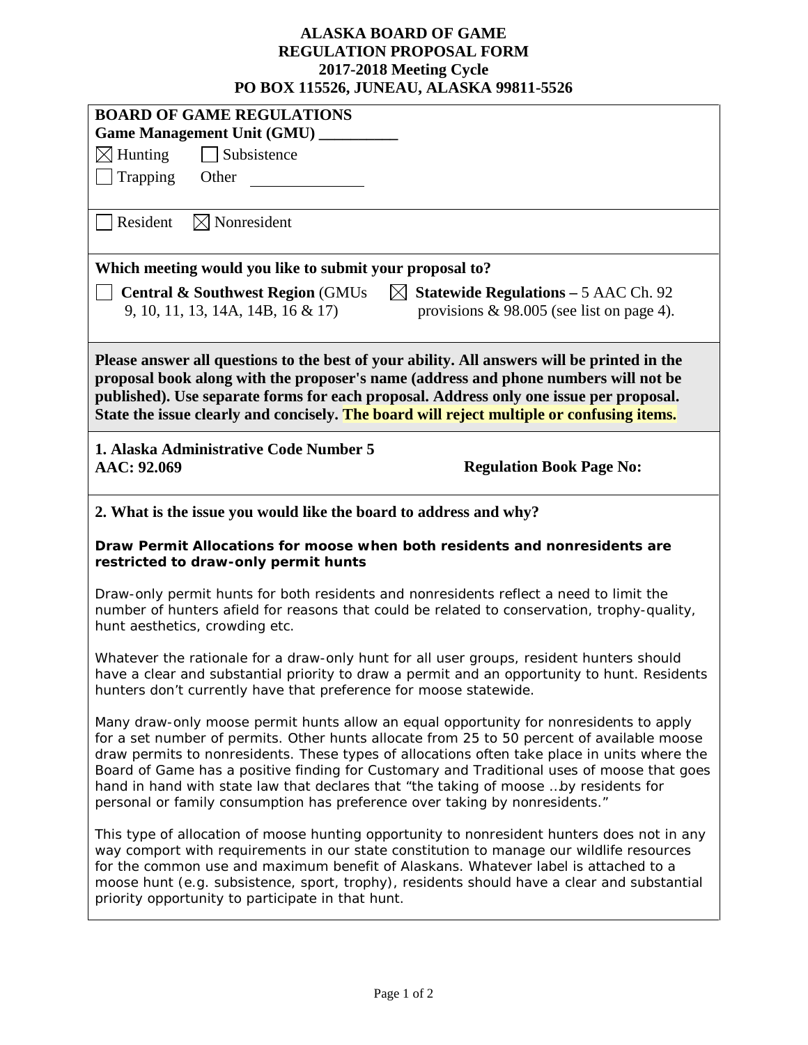# ALASKA BOARD OF GAME
# REGULATION PROPOSAL FORM
## 2017-2018 Meeting Cycle
## PO BOX 115526, JUNEAU, ALASKA 99811-5526

**BOARD OF GAME REGULATIONS**
**Game Management Unit (GMU) __________**

☒ Hunting ☐ Subsistence
☐ Trapping Other ______________

☐ Resident ☒ Nonresident

**Which meeting would you like to submit your proposal to?**

☐ **Central & Southwest Region** (GMUs 9, 10, 11, 13, 14A, 14B, 16 & 17)
☒ **Statewide Regulations –** 5 AAC Ch. 92 provisions & 98.005 (see list on page 4).

**Please answer all questions to the best of your ability. All answers will be printed in the proposal book along with the proposer's name (address and phone numbers will not be published). Use separate forms for each proposal. Address only one issue per proposal. State the issue clearly and concisely. The board will reject multiple or confusing items.**

**1. Alaska Administrative Code Number 5 AAC: 92.069** **Regulation Book Page No:**

**2. What is the issue you would like the board to address and why?**

**Draw Permit Allocations for moose when both residents and nonresidents are restricted to draw-only permit hunts**

Draw-only permit hunts for both residents and nonresidents reflect a need to limit the number of hunters afield for reasons that could be related to conservation, trophy-quality, hunt aesthetics, crowding etc.

Whatever the rationale for a draw-only hunt for all user groups, resident hunters should have a clear and substantial priority to draw a permit and an opportunity to hunt. Residents hunters don't currently have that preference for moose statewide.

Many draw-only moose permit hunts allow an equal opportunity for nonresidents to apply for a set number of permits. Other hunts allocate from 25 to 50 percent of available moose draw permits to nonresidents. These types of allocations often take place in units where the Board of Game has a positive finding for Customary and Traditional uses of moose that goes hand in hand with state law that declares that "the taking of moose …by residents for personal or family consumption has preference over taking by nonresidents."

This type of allocation of moose hunting opportunity to nonresident hunters does not in any way comport with requirements in our state constitution to manage our wildlife resources for the common use and maximum benefit of Alaskans. Whatever label is attached to a moose hunt (e.g. subsistence, sport, trophy), residents should have a clear and substantial priority opportunity to participate in that hunt.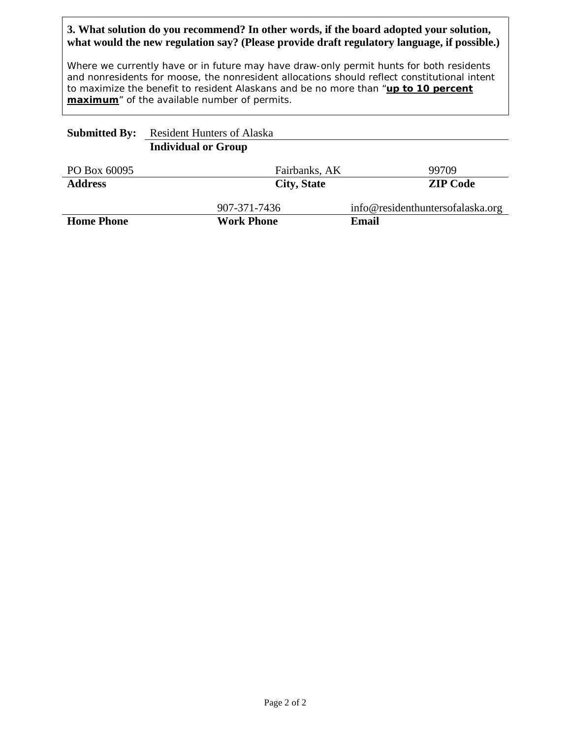**3. What solution do you recommend? In other words, if the board adopted your solution, what would the new regulation say? (Please provide draft regulatory language, if possible.)**

Where we currently have or in future may have draw-only permit hunts for both residents and nonresidents for moose, the nonresident allocations should reflect constitutional intent to maximize the benefit to resident Alaskans and be no more than "**<u>up to 10 percent maximum</u>**" of the available number of permits.

**Submitted By:** Resident Hunters of Alaska
**Individual or Group**

| | | |
|---|---|---|
| PO Box 60095 | Fairbanks, AK | 99709 |
| **Address** | **City, State** | **ZIP Code** |
| | 907-371-7436 | info@residenthuntersofalaska.org |
| **Home Phone** | **Work Phone** | **Email** |